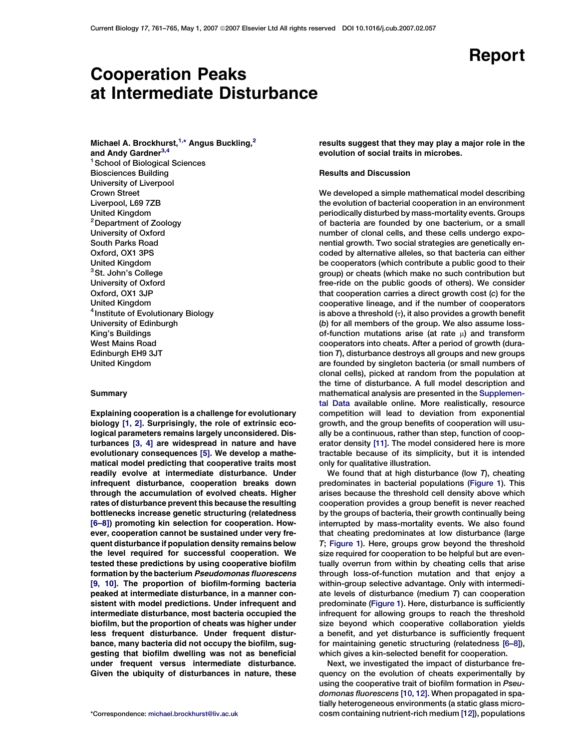Report

# Cooperation Peaks at Intermediate Disturbance

Michael A. Brockhurst,[1,*] Angus Buckling,[2] and Andy Gardner[3,4]

[1] School of Biological Sciences
Biosciences Building
University of Liverpool
Crown Street
Liverpool, L69 7ZB
United Kingdom
[2] Department of Zoology
University of Oxford
South Parks Road
Oxford, OX1 3PS
United Kingdom
[3] St. John's College
University of Oxford
Oxford, OX1 3JP
United Kingdom
[4] Institute of Evolutionary Biology
University of Edinburgh
King's Buildings
West Mains Road
Edinburgh EH9 3JT
United Kingdom

## Summary

**Explaining cooperation is a challenge for evolutionary biology [1, 2]. Surprisingly, the role of extrinsic ecological parameters remains largely unconsidered. Disturbances [3, 4] are widespread in nature and have evolutionary consequences [5]. We develop a mathematical model predicting that cooperative traits most readily evolve at intermediate disturbance. Under infrequent disturbance, cooperation breaks down through the accumulation of evolved cheats. Higher rates of disturbance prevent this because the resulting bottlenecks increase genetic structuring (relatedness [6–8]) promoting kin selection for cooperation. However, cooperation cannot be sustained under very frequent disturbance if population density remains below the level required for successful cooperation. We tested these predictions by using cooperative biofilm formation by the bacterium *Pseudomonas fluorescens* [9, 10]. The proportion of biofilm-forming bacteria peaked at intermediate disturbance, in a manner consistent with model predictions. Under infrequent and intermediate disturbance, most bacteria occupied the biofilm, but the proportion of cheats was higher under less frequent disturbance. Under frequent disturbance, many bacteria did not occupy the biofilm, suggesting that biofilm dwelling was not as beneficial under frequent versus intermediate disturbance. Given the ubiquity of disturbances in nature, these results suggest that they may play a major role in the evolution of social traits in microbes.**

## Results and Discussion

We developed a simple mathematical model describing the evolution of bacterial cooperation in an environment periodically disturbed by mass-mortality events. Groups of bacteria are founded by one bacterium, or a small number of clonal cells, and these cells undergo exponential growth. Two social strategies are genetically encoded by alternative alleles, so that bacteria can either be cooperators (which contribute a public good to their group) or cheats (which make no such contribution but free-ride on the public goods of others). We consider that cooperation carries a direct growth cost ($c$) for the cooperative lineage, and if the number of cooperators is above a threshold ($\tau$), it also provides a growth benefit ($b$) for all members of the group. We also assume loss-of-function mutations arise (at rate $\mu$) and transform cooperators into cheats. After a period of growth (duration $T$), disturbance destroys all groups and new groups are founded by singleton bacteria (or small numbers of clonal cells), picked at random from the population at the time of disturbance. A full model description and mathematical analysis are presented in the Supplemental Data available online. More realistically, resource competition will lead to deviation from exponential growth, and the group benefits of cooperation will usually be a continuous, rather than step, function of cooperator density [11]. The model considered here is more tractable because of its simplicity, but it is intended only for qualitative illustration.

We found that at high disturbance (low $T$), cheating predominates in bacterial populations (Figure 1). This arises because the threshold cell density above which cooperation provides a group benefit is never reached by the groups of bacteria, their growth continually being interrupted by mass-mortality events. We also found that cheating predominates at low disturbance (large $T$; Figure 1). Here, groups grow beyond the threshold size required for cooperation to be helpful but are eventually overrun from within by cheating cells that arise through loss-of-function mutation and that enjoy a within-group selective advantage. Only with intermediate levels of disturbance (medium $T$) can cooperation predominate (Figure 1). Here, disturbance is sufficiently infrequent for allowing groups to reach the threshold size beyond which cooperative collaboration yields a benefit, and yet disturbance is sufficiently frequent for maintaining genetic structuring (relatedness [6–8]), which gives a kin-selected benefit for cooperation.

Next, we investigated the impact of disturbance frequency on the evolution of cheats experimentally by using the cooperative trait of biofilm formation in *Pseudomonas fluorescens* [10, 12]. When propagated in spatially heterogeneous environments (a static glass microcosm containing nutrient-rich medium [12]), populations

*Correspondence: michael.brockhurst@liv.ac.uk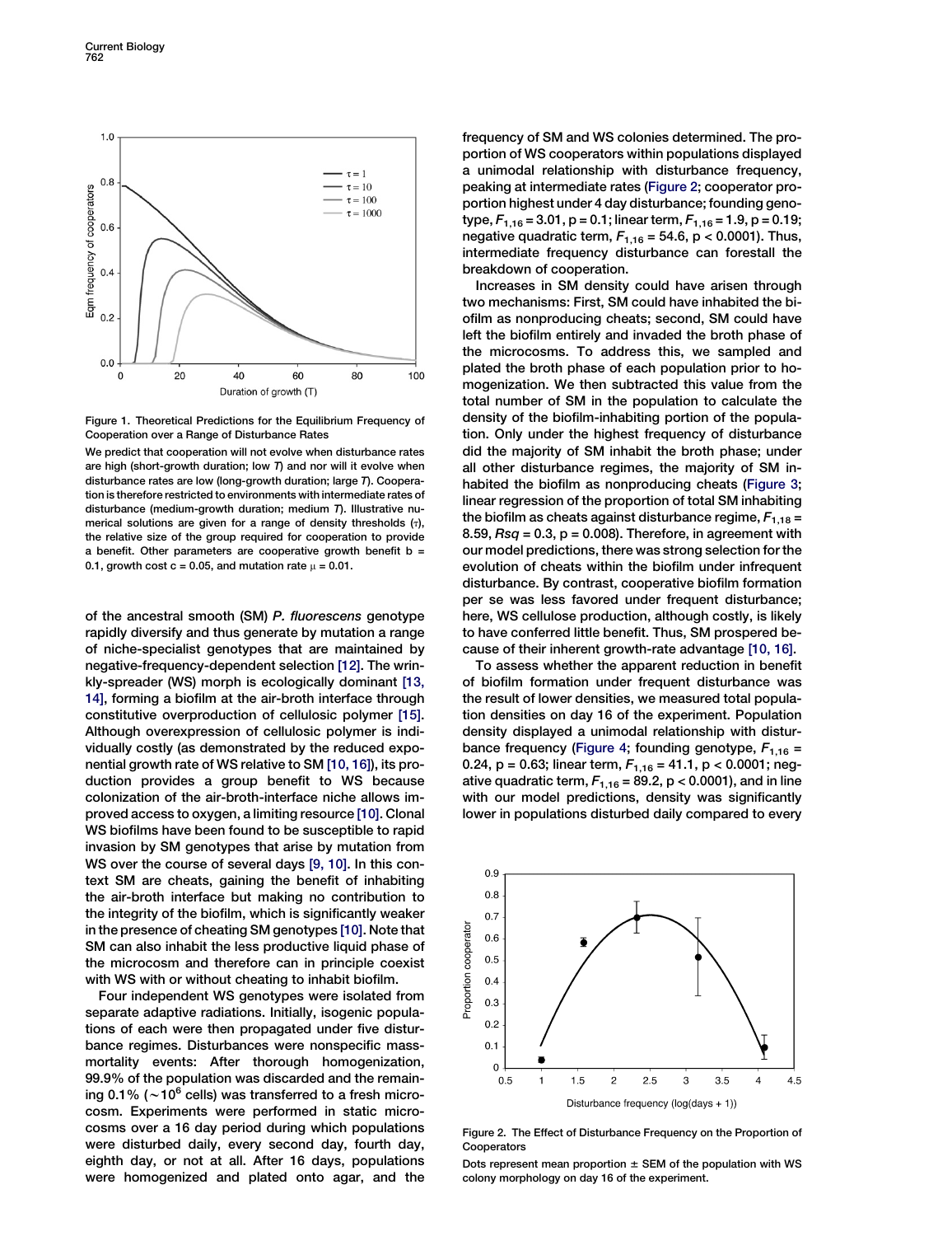Figure 1. Theoretical Predictions for the Equilibrium Frequency of Cooperation over a Range of Disturbance Rates

We predict that cooperation will not evolve when disturbance rates are high (short-growth duration; low *T*) and nor will it evolve when disturbance rates are low (long-growth duration; large *T*). Cooperation is therefore restricted to environments with intermediate rates of disturbance (medium-growth duration; medium *T*). Illustrative numerical solutions are given for a range of density thresholds ($\tau$), the relative size of the group required for cooperation to provide a benefit. Other parameters are cooperative growth benefit b = 0.1, growth cost c = 0.05, and mutation rate $\mu$ = 0.01.

of the ancestral smooth (SM) *P. fluorescens* genotype rapidly diversify and thus generate by mutation a range of niche-specialist genotypes that are maintained by negative-frequency-dependent selection [12]. The wrinkly-spreader (WS) morph is ecologically dominant [13, 14], forming a biofilm at the air-broth interface through constitutive overproduction of cellulosic polymer [15]. Although overexpression of cellulosic polymer is individually costly (as demonstrated by the reduced exponential growth rate of WS relative to SM [10, 16]), its production provides a group benefit to WS because colonization of the air-broth-interface niche allows improved access to oxygen, a limiting resource [10]. Clonal WS biofilms have been found to be susceptible to rapid invasion by SM genotypes that arise by mutation from WS over the course of several days [9, 10]. In this context SM are cheats, gaining the benefit of inhabiting the air-broth interface but making no contribution to the integrity of the biofilm, which is significantly weaker in the presence of cheating SM genotypes [10]. Note that SM can also inhabit the less productive liquid phase of the microcosm and therefore can in principle coexist with WS with or without cheating to inhabit biofilm.

Four independent WS genotypes were isolated from separate adaptive radiations. Initially, isogenic populations of each were then propagated under five disturbance regimes. Disturbances were nonspecific mass-mortality events: After thorough homogenization, 99.9% of the population was discarded and the remaining 0.1% ($\sim10^6$ cells) was transferred to a fresh microcosm. Experiments were performed in static microcosms over a 16 day period during which populations were disturbed daily, every second day, fourth day, eighth day, or not at all. After 16 days, populations were homogenized and plated onto agar, and the frequency of SM and WS colonies determined. The proportion of WS cooperators within populations displayed a unimodal relationship with disturbance frequency, peaking at intermediate rates (Figure 2; cooperator proportion highest under 4 day disturbance; founding genotype, $F_{1,16} = 3.01$, $p = 0.1$; linear term, $F_{1,16} = 1.9$, $p = 0.19$; negative quadratic term, $F_{1,16} = 54.6$, $p < 0.0001$). Thus, intermediate frequency disturbance can forestall the breakdown of cooperation.

Increases in SM density could have arisen through two mechanisms: First, SM could have inhabited the biofilm as nonproducing cheats; second, SM could have left the biofilm entirely and invaded the broth phase of the microcosms. To address this, we sampled and plated the broth phase of each population prior to homogenization. We then subtracted this value from the total number of SM in the population to calculate the density of the biofilm-inhabiting portion of the population. Only under the highest frequency of disturbance did the majority of SM inhabit the broth phase; under all other disturbance regimes, the majority of SM inhabited the biofilm as nonproducing cheats (Figure 3; linear regression of the proportion of total SM inhabiting the biofilm as cheats against disturbance regime, $F_{1,18} = 8.59$, $Rsq = 0.3$, $p = 0.008$). Therefore, in agreement with our model predictions, there was strong selection for the evolution of cheats within the biofilm under infrequent disturbance. By contrast, cooperative biofilm formation per se was less favored under frequent disturbance; here, WS cellulose production, although costly, is likely to have conferred little benefit. Thus, SM prospered because of their inherent growth-rate advantage [10, 16].

To assess whether the apparent reduction in benefit of biofilm formation under frequent disturbance was the result of lower densities, we measured total population densities on day 16 of the experiment. Population density displayed a unimodal relationship with disturbance frequency (Figure 4; founding genotype, $F_{1,16} = 0.24$, $p = 0.63$; linear term, $F_{1,16} = 41.1$, $p < 0.0001$; negative quadratic term, $F_{1,16} = 89.2$, $p < 0.0001$), and in line with our model predictions, density was significantly lower in populations disturbed daily compared to every

Figure 2. The Effect of Disturbance Frequency on the Proportion of Cooperators

Dots represent mean proportion ± SEM of the population with WS colony morphology on day 16 of the experiment.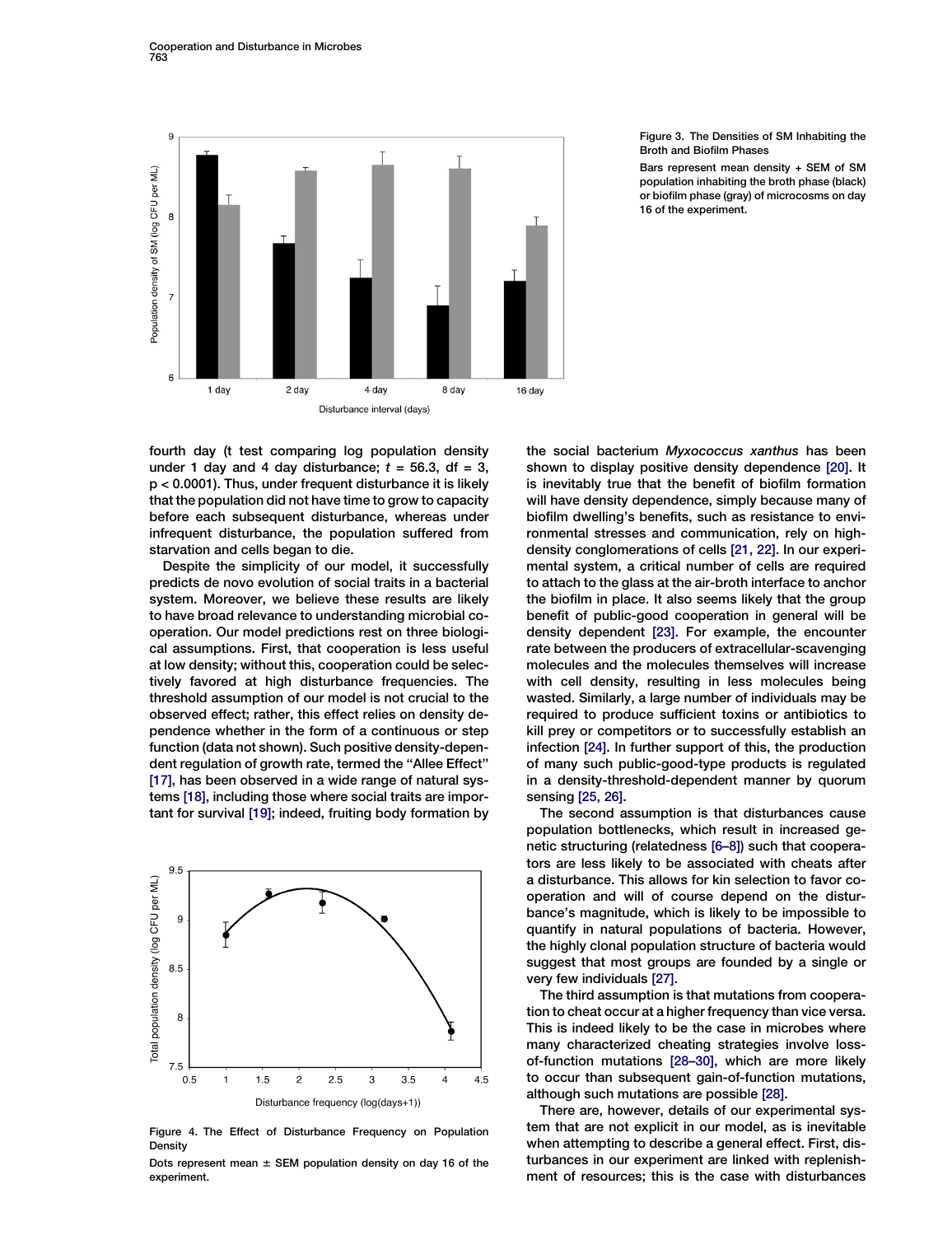Figure 3. The Densities of SM Inhabiting the Broth and Biofilm Phases

Bars represent mean density + SEM of SM population inhabiting the broth phase (black) or biofilm phase (gray) of microcosms on day 16 of the experiment.

fourth day (t test comparing log population density under 1 day and 4 day disturbance; $t = 56.3$, df = 3, $p < 0.0001$). Thus, under frequent disturbance it is likely that the population did not have time to grow to capacity before each subsequent disturbance, whereas under infrequent disturbance, the population suffered from starvation and cells began to die.

Despite the simplicity of our model, it successfully predicts de novo evolution of social traits in a bacterial system. Moreover, we believe these results are likely to have broad relevance to understanding microbial cooperation. Our model predictions rest on three biological assumptions. First, that cooperation is less useful at low density; without this, cooperation could be selectively favored at high disturbance frequencies. The threshold assumption of our model is not crucial to the observed effect; rather, this effect relies on density dependence whether in the form of a continuous or step function (data not shown). Such positive density-dependent regulation of growth rate, termed the "Allee Effect" [17], has been observed in a wide range of natural systems [18], including those where social traits are important for survival [19]; indeed, fruiting body formation by the social bacterium *Myxococcus xanthus* has been shown to display positive density dependence [20]. It is inevitably true that the benefit of biofilm formation will have density dependence, simply because many of biofilm dwelling's benefits, such as resistance to environmental stresses and communication, rely on high-density conglomerations of cells [21, 22]. In our experimental system, a critical number of cells are required to attach to the glass at the air-broth interface to anchor the biofilm in place. It also seems likely that the group benefit of public-good cooperation in general will be density dependent [23]. For example, the encounter rate between the producers of extracellular-scavenging molecules and the molecules themselves will increase with cell density, resulting in less molecules being wasted. Similarly, a large number of individuals may be required to produce sufficient toxins or antibiotics to kill prey or competitors or to successfully establish an infection [24]. In further support of this, the production of many such public-good-type products is regulated in a density-threshold-dependent manner by quorum sensing [25, 26].

The second assumption is that disturbances cause population bottlenecks, which result in increased genetic structuring (relatedness [6–8]) such that cooperators are less likely to be associated with cheats after a disturbance. This allows for kin selection to favor cooperation and will of course depend on the disturbance's magnitude, which is likely to be impossible to quantify in natural populations of bacteria. However, the highly clonal population structure of bacteria would suggest that most groups are founded by a single or very few individuals [27].

The third assumption is that mutations from cooperation to cheat occur at a higher frequency than vice versa. This is indeed likely to be the case in microbes where many characterized cheating strategies involve loss-of-function mutations [28–30], which are more likely to occur than subsequent gain-of-function mutations, although such mutations are possible [28].

There are, however, details of our experimental system that are not explicit in our model, as is inevitable when attempting to describe a general effect. First, disturbances in our experiment are linked with replenishment of resources; this is the case with disturbances

Figure 4. The Effect of Disturbance Frequency on Population Density

Dots represent mean ± SEM population density on day 16 of the experiment.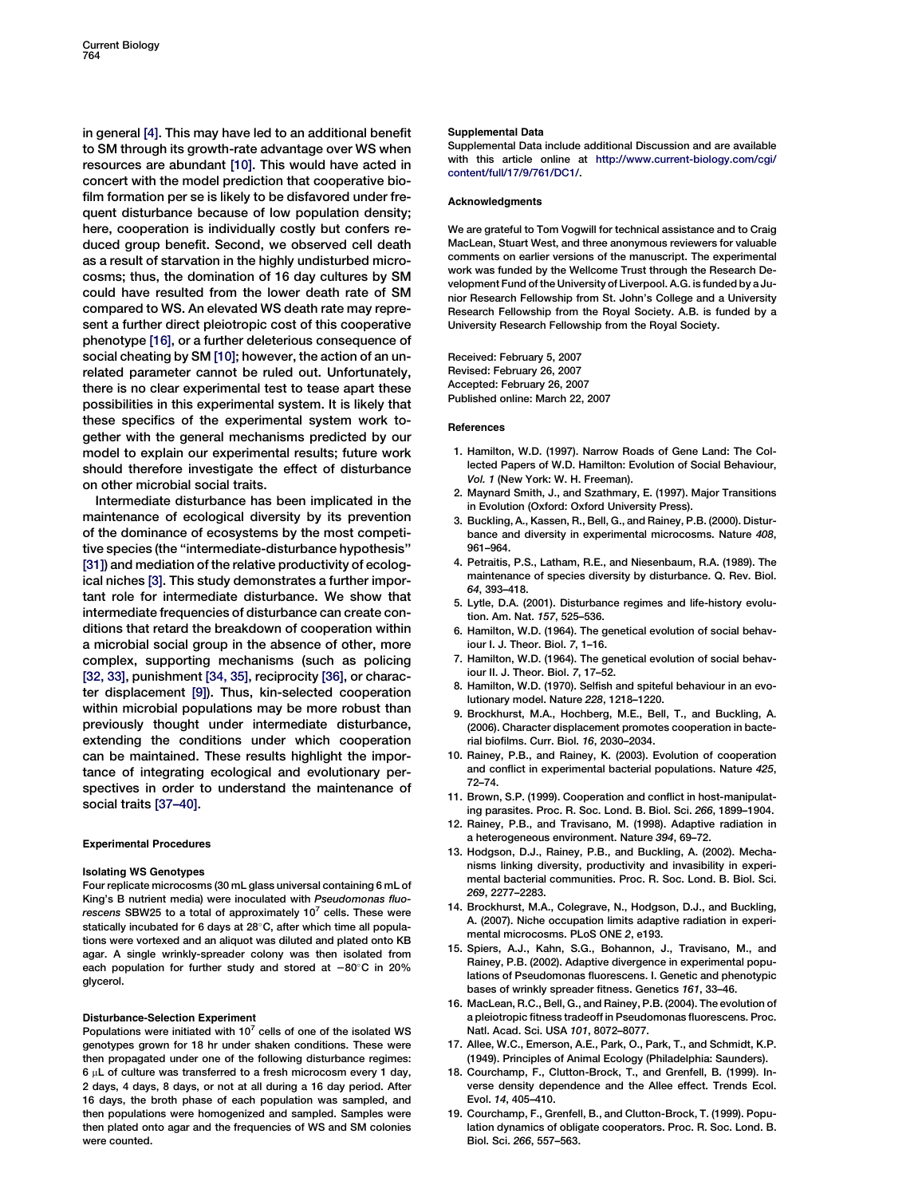in general [4]. This may have led to an additional benefit to SM through its growth-rate advantage over WS when resources are abundant [10]. This would have acted in concert with the model prediction that cooperative biofilm formation per se is likely to be disfavored under frequent disturbance because of low population density; here, cooperation is individually costly but confers reduced group benefit. Second, we observed cell death as a result of starvation in the highly undisturbed microcosms; thus, the domination of 16 day cultures by SM could have resulted from the lower death rate of SM compared to WS. An elevated WS death rate may represent a further direct pleiotropic cost of this cooperative phenotype [16], or a further deleterious consequence of social cheating by SM [10]; however, the action of an unrelated parameter cannot be ruled out. Unfortunately, there is no clear experimental test to tease apart these possibilities in this experimental system. It is likely that these specifics of the experimental system work together with the general mechanisms predicted by our model to explain our experimental results; future work should therefore investigate the effect of disturbance on other microbial social traits.

Intermediate disturbance has been implicated in the maintenance of ecological diversity by its prevention of the dominance of ecosystems by the most competitive species (the "intermediate-disturbance hypothesis" [31]) and mediation of the relative productivity of ecological niches [3]. This study demonstrates a further important role for intermediate disturbance. We show that intermediate frequencies of disturbance can create conditions that retard the breakdown of cooperation within a microbial social group in the absence of other, more complex, supporting mechanisms (such as policing [32, 33], punishment [34, 35], reciprocity [36], or character displacement [9]). Thus, kin-selected cooperation within microbial populations may be more robust than previously thought under intermediate disturbance, extending the conditions under which cooperation can be maintained. These results highlight the importance of integrating ecological and evolutionary perspectives in order to understand the maintenance of social traits [37–40].

## Experimental Procedures

### Isolating WS Genotypes

Four replicate microcosms (30 mL glass universal containing 6 mL of King's B nutrient media) were inoculated with *Pseudomonas fluorescens* SBW25 to a total of approximately $10^7$ cells. These were statically incubated for 6 days at 28°C, after which time all populations were vortexed and an aliquot was diluted and plated onto KB agar. A single wrinkly-spreader colony was then isolated from each population for further study and stored at −80°C in 20% glycerol.

### Disturbance-Selection Experiment

Populations were initiated with $10^7$ cells of one of the isolated WS genotypes grown for 18 hr under shaken conditions. These were then propagated under one of the following disturbance regimes: 6 μL of culture was transferred to a fresh microcosm every 1 day, 2 days, 4 days, 8 days, or not at all during a 16 day period. After 16 days, the broth phase of each population was sampled, and then populations were homogenized and sampled. Samples were then plated onto agar and the frequencies of WS and SM colonies were counted.

### Supplemental Data

Supplemental Data include additional Discussion and are available with this article online at http://www.current-biology.com/cgi/content/full/17/9/761/DC1/.

### Acknowledgments

We are grateful to Tom Vogwill for technical assistance and to Craig MacLean, Stuart West, and three anonymous reviewers for valuable comments on earlier versions of the manuscript. The experimental work was funded by the Wellcome Trust through the Research Development Fund of the University of Liverpool. A.G. is funded by a Junior Research Fellowship from St. John's College and a University Research Fellowship from the Royal Society. A.B. is funded by a University Research Fellowship from the Royal Society.

Received: February 5, 2007
Revised: February 26, 2007
Accepted: February 26, 2007
Published online: March 22, 2007

### References

1. Hamilton, W.D. (1997). Narrow Roads of Gene Land: The Collected Papers of W.D. Hamilton: Evolution of Social Behaviour, *Vol. 1* (New York: W. H. Freeman).
2. Maynard Smith, J., and Szathmary, E. (1997). Major Transitions in Evolution (Oxford: Oxford University Press).
3. Buckling, A., Kassen, R., Bell, G., and Rainey, P.B. (2000). Disturbance and diversity in experimental microcosms. Nature *408*, 961–964.
4. Petraitis, P.S., Latham, R.E., and Niesenbaum, R.A. (1989). The maintenance of species diversity by disturbance. Q. Rev. Biol. *64*, 393–418.
5. Lytle, D.A. (2001). Disturbance regimes and life-history evolution. Am. Nat. *157*, 525–536.
6. Hamilton, W.D. (1964). The genetical evolution of social behaviour I. J. Theor. Biol. *7*, 1–16.
7. Hamilton, W.D. (1964). The genetical evolution of social behaviour II. J. Theor. Biol. *7*, 17–52.
8. Hamilton, W.D. (1970). Selfish and spiteful behaviour in an evolutionary model. Nature *228*, 1218–1220.
9. Brockhurst, M.A., Hochberg, M.E., Bell, T., and Buckling, A. (2006). Character displacement promotes cooperation in bacterial biofilms. Curr. Biol. *16*, 2030–2034.
10. Rainey, P.B., and Rainey, K. (2003). Evolution of cooperation and conflict in experimental bacterial populations. Nature *425*, 72–74.
11. Brown, S.P. (1999). Cooperation and conflict in host-manipulating parasites. Proc. R. Soc. Lond. B. Biol. Sci. *266*, 1899–1904.
12. Rainey, P.B., and Travisano, M. (1998). Adaptive radiation in a heterogeneous environment. Nature *394*, 69–72.
13. Hodgson, D.J., Rainey, P.B., and Buckling, A. (2002). Mechanisms linking diversity, productivity and invasibility in experimental bacterial communities. Proc. R. Soc. Lond. B. Biol. Sci. *269*, 2277–2283.
14. Brockhurst, M.A., Colegrave, N., Hodgson, D.J., and Buckling, A. (2007). Niche occupation limits adaptive radiation in experimental microcosms. PLoS ONE *2*, e193.
15. Spiers, A.J., Kahn, S.G., Bohannon, J., Travisano, M., and Rainey, P.B. (2002). Adaptive divergence in experimental populations of Pseudomonas fluorescens. I. Genetic and phenotypic bases of wrinkly spreader fitness. Genetics *161*, 33–46.
16. MacLean, R.C., Bell, G., and Rainey, P.B. (2004). The evolution of a pleiotropic fitness tradeoff in Pseudomonas fluorescens. Proc. Natl. Acad. Sci. USA *101*, 8072–8077.
17. Allee, W.C., Emerson, A.E., Park, O., Park, T., and Schmidt, K.P. (1949). Principles of Animal Ecology (Philadelphia: Saunders).
18. Courchamp, F., Clutton-Brock, T., and Grenfell, B. (1999). Inverse density dependence and the Allee effect. Trends Ecol. Evol. *14*, 405–410.
19. Courchamp, F., Grenfell, B., and Clutton-Brock, T. (1999). Population dynamics of obligate cooperators. Proc. R. Soc. Lond. B. Biol. Sci. *266*, 557–563.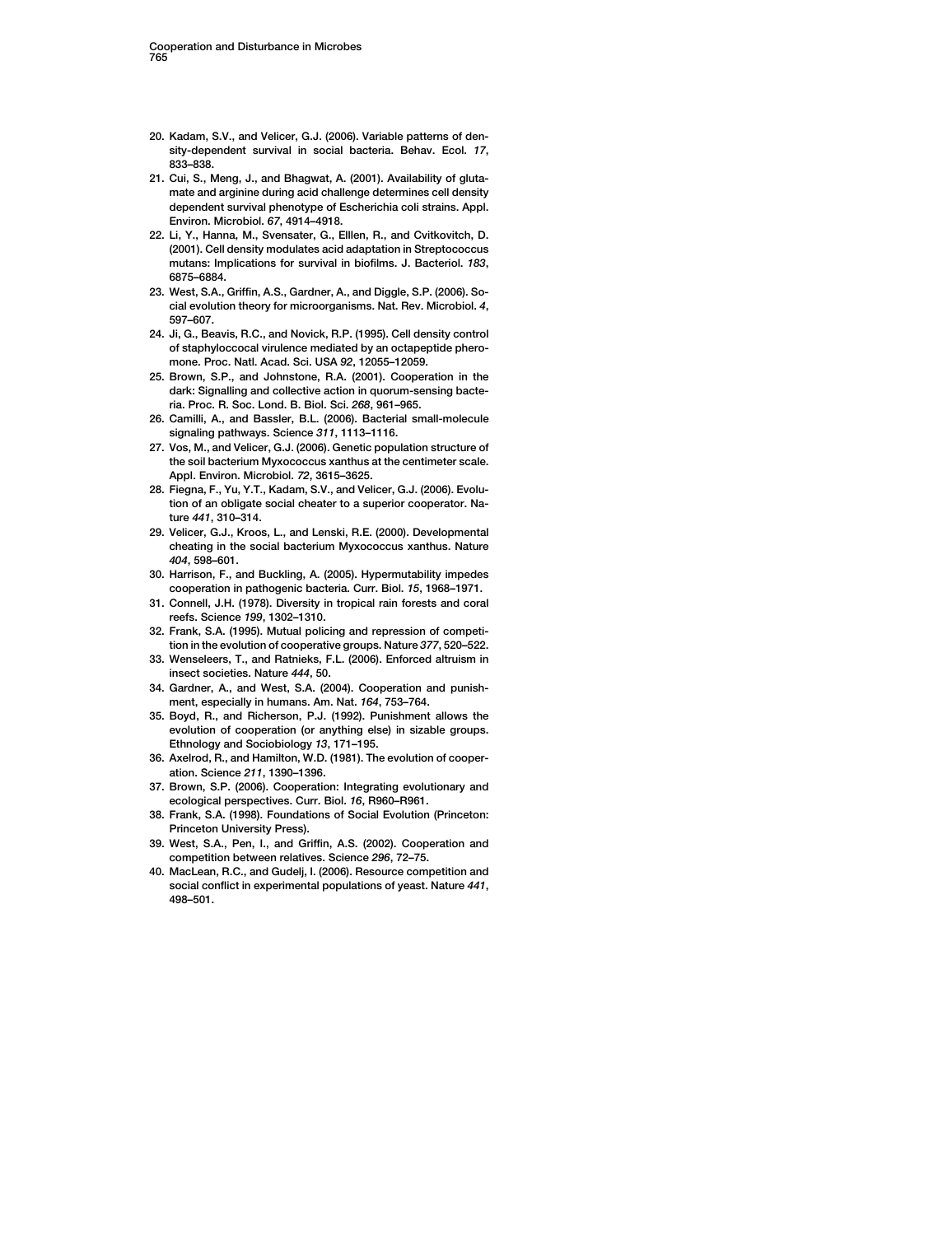20. Kadam, S.V., and Velicer, G.J. (2006). Variable patterns of density-dependent survival in social bacteria. Behav. Ecol. *17*, 833–838.
21. Cui, S., Meng, J., and Bhagwat, A. (2001). Availability of glutamate and arginine during acid challenge determines cell density dependent survival phenotype of Escherichia coli strains. Appl. Environ. Microbiol. *67*, 4914–4918.
22. Li, Y., Hanna, M., Svensater, G., Elllen, R., and Cvitkovitch, D. (2001). Cell density modulates acid adaptation in Streptococcus mutans: Implications for survival in biofilms. J. Bacteriol. *183*, 6875–6884.
23. West, S.A., Griffin, A.S., Gardner, A., and Diggle, S.P. (2006). Social evolution theory for microorganisms. Nat. Rev. Microbiol. *4*, 597–607.
24. Ji, G., Beavis, R.C., and Novick, R.P. (1995). Cell density control of staphyloccocal virulence mediated by an octapeptide pheromone. Proc. Natl. Acad. Sci. USA *92*, 12055–12059.
25. Brown, S.P., and Johnstone, R.A. (2001). Cooperation in the dark: Signalling and collective action in quorum-sensing bacteria. Proc. R. Soc. Lond. B. Biol. Sci. *268*, 961–965.
26. Camilli, A., and Bassler, B.L. (2006). Bacterial small-molecule signaling pathways. Science *311*, 1113–1116.
27. Vos, M., and Velicer, G.J. (2006). Genetic population structure of the soil bacterium Myxococcus xanthus at the centimeter scale. Appl. Environ. Microbiol. *72*, 3615–3625.
28. Fiegna, F., Yu, Y.T., Kadam, S.V., and Velicer, G.J. (2006). Evolution of an obligate social cheater to a superior cooperator. Nature *441*, 310–314.
29. Velicer, G.J., Kroos, L., and Lenski, R.E. (2000). Developmental cheating in the social bacterium Myxococcus xanthus. Nature *404*, 598–601.
30. Harrison, F., and Buckling, A. (2005). Hypermutability impedes cooperation in pathogenic bacteria. Curr. Biol. *15*, 1968–1971.
31. Connell, J.H. (1978). Diversity in tropical rain forests and coral reefs. Science *199*, 1302–1310.
32. Frank, S.A. (1995). Mutual policing and repression of competition in the evolution of cooperative groups. Nature *377*, 520–522.
33. Wenseleers, T., and Ratnieks, F.L. (2006). Enforced altruism in insect societies. Nature *444*, 50.
34. Gardner, A., and West, S.A. (2004). Cooperation and punishment, especially in humans. Am. Nat. *164*, 753–764.
35. Boyd, R., and Richerson, P.J. (1992). Punishment allows the evolution of cooperation (or anything else) in sizable groups. Ethnology and Sociobiology *13*, 171–195.
36. Axelrod, R., and Hamilton, W.D. (1981). The evolution of cooperation. Science *211*, 1390–1396.
37. Brown, S.P. (2006). Cooperation: Integrating evolutionary and ecological perspectives. Curr. Biol. *16*, R960–R961.
38. Frank, S.A. (1998). Foundations of Social Evolution (Princeton: Princeton University Press).
39. West, S.A., Pen, I., and Griffin, A.S. (2002). Cooperation and competition between relatives. Science *296*, 72–75.
40. MacLean, R.C., and Gudelj, I. (2006). Resource competition and social conflict in experimental populations of yeast. Nature *441*, 498–501.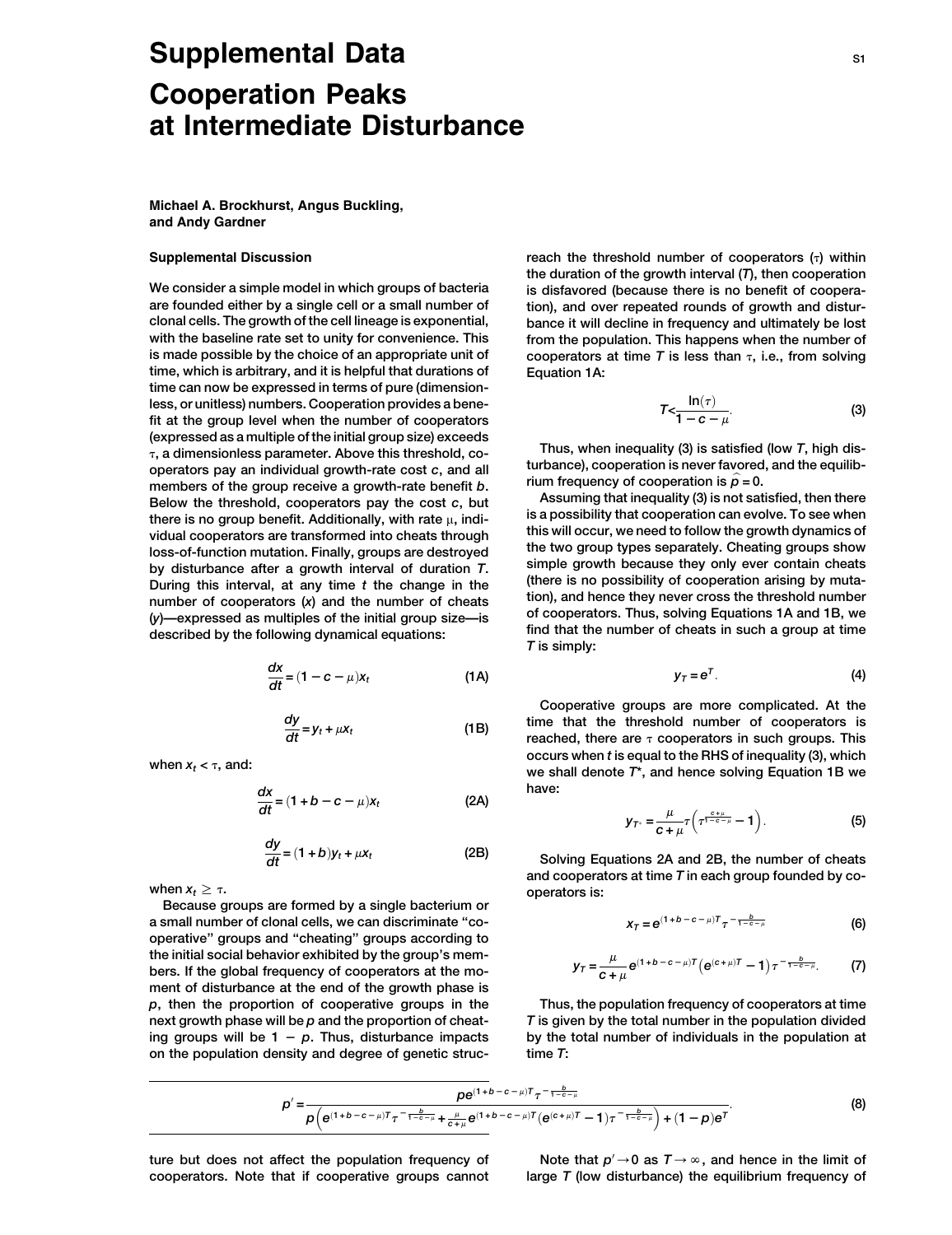# Supplemental Data

# Cooperation Peaks at Intermediate Disturbance

**Michael A. Brockhurst, Angus Buckling, and Andy Gardner**

### Supplemental Discussion

We consider a simple model in which groups of bacteria are founded either by a single cell or a small number of clonal cells. The growth of the cell lineage is exponential, with the baseline rate set to unity for convenience. This is made possible by the choice of an appropriate unit of time, which is arbitrary, and it is helpful that durations of time can now be expressed in terms of pure (dimensionless, or unitless) numbers. Cooperation provides a benefit at the group level when the number of cooperators (expressed as a multiple of the initial group size) exceeds $\tau$, a dimensionless parameter. Above this threshold, cooperators pay an individual growth-rate cost $c$, and all members of the group receive a growth-rate benefit $b$. Below the threshold, cooperators pay the cost $c$, but there is no group benefit. Additionally, with rate $\mu$, individual cooperators are transformed into cheats through loss-of-function mutation. Finally, groups are destroyed by disturbance after a growth interval of duration $T$. During this interval, at any time $t$ the change in the number of cooperators ($x$) and the number of cheats ($y$)—expressed as multiples of the initial group size—is described by the following dynamical equations:

$$\frac{dx}{dt} = (1 - c - \mu)x_t \tag{1A}$$

$$\frac{dy}{dt} = y_t + \mu x_t \tag{1B}$$

when $x_t < \tau$, and:

$$\frac{dx}{dt} = (1 + b - c - \mu)x_t \tag{2A}$$

$$\frac{dy}{dt} = (1 + b)y_t + \mu x_t \tag{2B}$$

when $x_t \geq \tau$.

Because groups are formed by a single bacterium or a small number of clonal cells, we can discriminate "cooperative" groups and "cheating" groups according to the initial social behavior exhibited by the group's members. If the global frequency of cooperators at the moment of disturbance at the end of the growth phase is $p$, then the proportion of cooperative groups in the next growth phase will be $p$ and the proportion of cheating groups will be $1 - p$. Thus, disturbance impacts on the population density and degree of genetic structure but does not affect the population frequency of cooperators. Note that if cooperative groups cannot reach the threshold number of cooperators ($\tau$) within the duration of the growth interval ($T$), then cooperation is disfavored (because there is no benefit of cooperation), and over repeated rounds of growth and disturbance it will decline in frequency and ultimately be lost from the population. This happens when the number of cooperators at time $T$ is less than $\tau$, i.e., from solving Equation 1A:

$$T < \frac{\ln(\tau)}{1 - c - \mu}. \tag{3}$$

Thus, when inequality (3) is satisfied (low $T$, high disturbance), cooperation is never favored, and the equilibrium frequency of cooperation is $\hat{p} = 0$.

Assuming that inequality (3) is not satisfied, then there is a possibility that cooperation can evolve. To see when this will occur, we need to follow the growth dynamics of the two group types separately. Cheating groups show simple growth because they only ever contain cheats (there is no possibility of cooperation arising by mutation), and hence they never cross the threshold number of cooperators. Thus, solving Equations 1A and 1B, we find that the number of cheats in such a group at time $T$ is simply:

$$y_T = e^T. \tag{4}$$

Cooperative groups are more complicated. At the time that the threshold number of cooperators is reached, there are $\tau$ cooperators in such groups. This occurs when $t$ is equal to the RHS of inequality (3), which we shall denote $T^*$, and hence solving Equation 1B we have:

$$y_{T^*} = \frac{\mu}{c + \mu}\tau\left(\tau^{\frac{c+\mu}{1-c-\mu}} - 1\right). \tag{5}$$

Solving Equations 2A and 2B, the number of cheats and cooperators at time $T$ in each group founded by cooperators is:

$$x_T = e^{(1+b-c-\mu)T}\tau^{-\frac{b}{1-c-\mu}} \tag{6}$$

$$y_T = \frac{\mu}{c + \mu}e^{(1+b-c-\mu)T}\left(e^{(c+\mu)T} - 1\right)\tau^{-\frac{b}{1-c-\mu}}. \tag{7}$$

Thus, the population frequency of cooperators at time $T$ is given by the total number in the population divided by the total number of individuals in the population at time $T$:

$$p' = \frac{pe^{(1+b-c-\mu)T}\tau^{-\frac{b}{1-c-\mu}}}{p\left(e^{(1+b-c-\mu)T}\tau^{-\frac{b}{1-c-\mu}} + \frac{\mu}{c+\mu}e^{(1+b-c-\mu)T}\left(e^{(c+\mu)T} - 1\right)\tau^{-\frac{b}{1-c-\mu}}\right) + (1-p)e^T}. \tag{8}$$

Note that $p' \rightarrow 0$ as $T \rightarrow \infty$, and hence in the limit of large $T$ (low disturbance) the equilibrium frequency of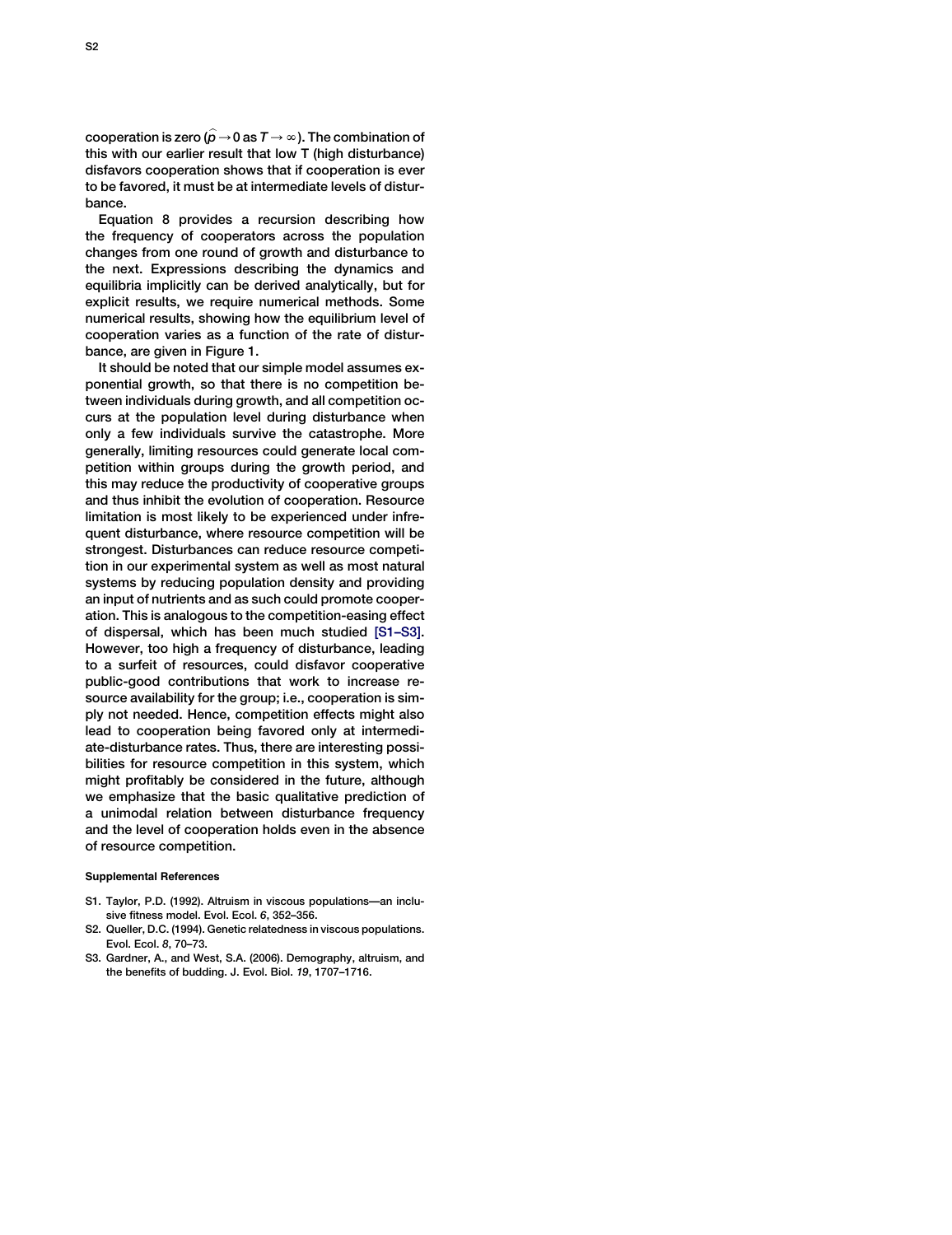cooperation is zero ($\widehat{p} \rightarrow 0$ as $T \rightarrow \infty$). The combination of this with our earlier result that low T (high disturbance) disfavors cooperation shows that if cooperation is ever to be favored, it must be at intermediate levels of disturbance.

Equation 8 provides a recursion describing how the frequency of cooperators across the population changes from one round of growth and disturbance to the next. Expressions describing the dynamics and equilibria implicitly can be derived analytically, but for explicit results, we require numerical methods. Some numerical results, showing how the equilibrium level of cooperation varies as a function of the rate of disturbance, are given in Figure 1.

It should be noted that our simple model assumes exponential growth, so that there is no competition between individuals during growth, and all competition occurs at the population level during disturbance when only a few individuals survive the catastrophe. More generally, limiting resources could generate local competition within groups during the growth period, and this may reduce the productivity of cooperative groups and thus inhibit the evolution of cooperation. Resource limitation is most likely to be experienced under infrequent disturbance, where resource competition will be strongest. Disturbances can reduce resource competition in our experimental system as well as most natural systems by reducing population density and providing an input of nutrients and as such could promote cooperation. This is analogous to the competition-easing effect of dispersal, which has been much studied [S1–S3]. However, too high a frequency of disturbance, leading to a surfeit of resources, could disfavor cooperative public-good contributions that work to increase resource availability for the group; i.e., cooperation is simply not needed. Hence, competition effects might also lead to cooperation being favored only at intermediate-disturbance rates. Thus, there are interesting possibilities for resource competition in this system, which might profitably be considered in the future, although we emphasize that the basic qualitative prediction of a unimodal relation between disturbance frequency and the level of cooperation holds even in the absence of resource competition.

#### Supplemental References

S1. Taylor, P.D. (1992). Altruism in viscous populations—an inclusive fitness model. Evol. Ecol. *6*, 352–356.

S2. Queller, D.C. (1994). Genetic relatedness in viscous populations. Evol. Ecol. *8*, 70–73.

S3. Gardner, A., and West, S.A. (2006). Demography, altruism, and the benefits of budding. J. Evol. Biol. *19*, 1707–1716.